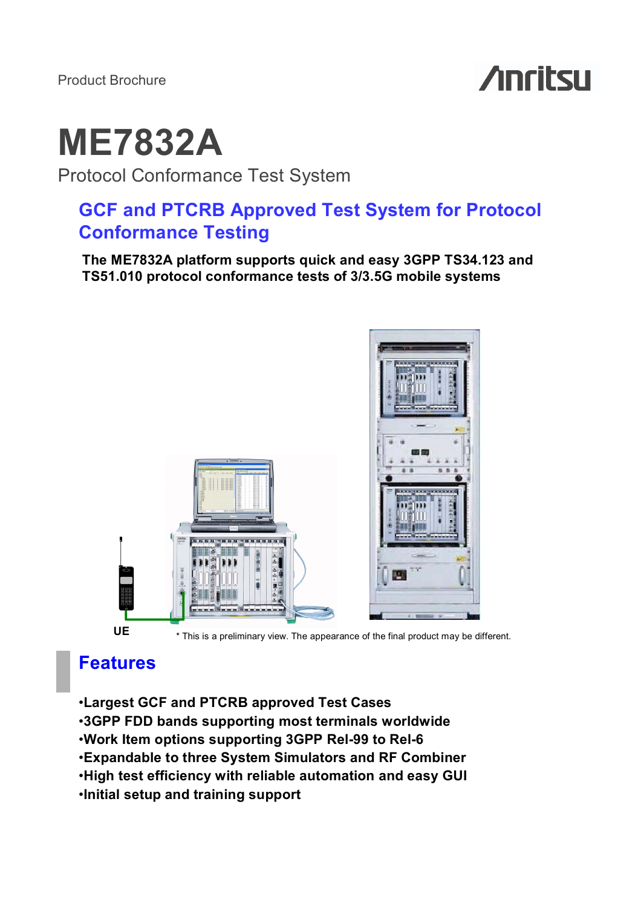Product Brochure

# ME7832A

Protocol Conformance Test System

## GCF and PTCRB Approved Test System for Protocol Conformance Testing

**The ME7832A platform supports quick and easy 3GPP TS34.123 and TS51.010 protocol conformance tests of 3/3.5G mobile systems**

UE

* This is a preliminary view. The appearance of the final product may be different.

## Features

- **Largest GCF and PTCRB approved Test Cases**
- **3GPP FDD bands supporting most terminals worldwide**
- **Work Item options supporting 3GPP Rel-99 to Rel-6**
- **Expandable to three System Simulators and RF Combiner**
- **High test efficiency with reliable automation and easy GUI**
- **Initial setup and training support**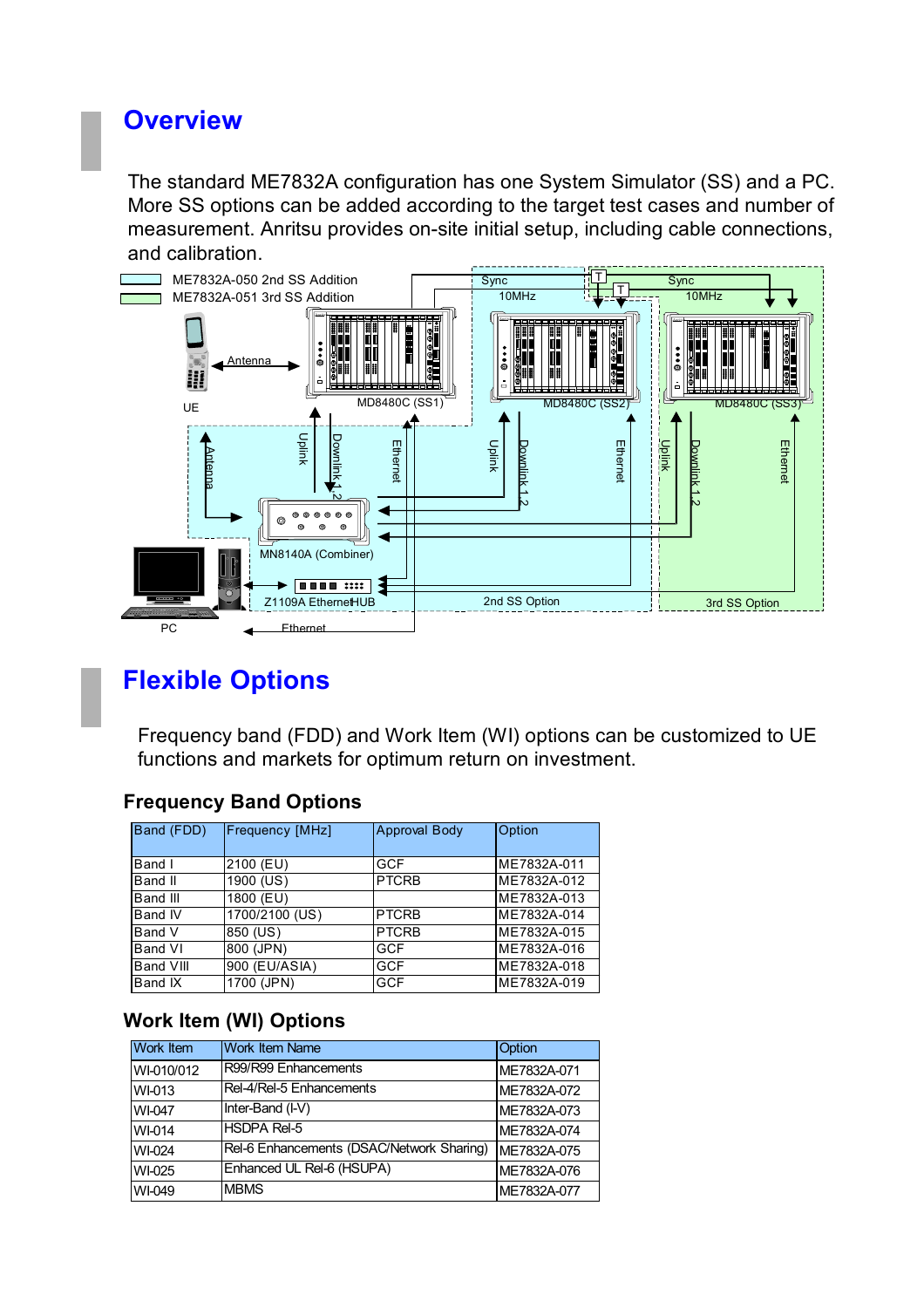## Overview

The standard ME7832A configuration has one System Simulator (SS) and a PC. More SS options can be added according to the target test cases and number of measurement. Anritsu provides on-site initial setup, including cable connections, and calibration.

## Flexible Options

Frequency band (FDD) and Work Item (WI) options can be customized to UE functions and markets for optimum return on investment.

### Frequency Band Options

| Band (FDD) | Frequency [MHz] | Approval Body | Option |
|---|---|---|---|
| Band I | 2100 (EU) | GCF | ME7832A-011 |
| Band II | 1900 (US) | PTCRB | ME7832A-012 |
| Band III | 1800 (EU) | | ME7832A-013 |
| Band IV | 1700/2100 (US) | PTCRB | ME7832A-014 |
| Band V | 850 (US) | PTCRB | ME7832A-015 |
| Band VI | 800 (JPN) | GCF | ME7832A-016 |
| Band VIII | 900 (EU/ASIA) | GCF | ME7832A-018 |
| Band IX | 1700 (JPN) | GCF | ME7832A-019 |

### Work Item (WI) Options

| Work Item | Work Item Name | Option |
|---|---|---|
| WI-010/012 | R99/R99 Enhancements | ME7832A-071 |
| WI-013 | Rel-4/Rel-5 Enhancements | ME7832A-072 |
| WI-047 | Inter-Band (I-V) | ME7832A-073 |
| WI-014 | HSDPA Rel-5 | ME7832A-074 |
| WI-024 | Rel-6 Enhancements (DSAC/Network Sharing) | ME7832A-075 |
| WI-025 | Enhanced UL Rel-6 (HSUPA) | ME7832A-076 |
| WI-049 | MBMS | ME7832A-077 |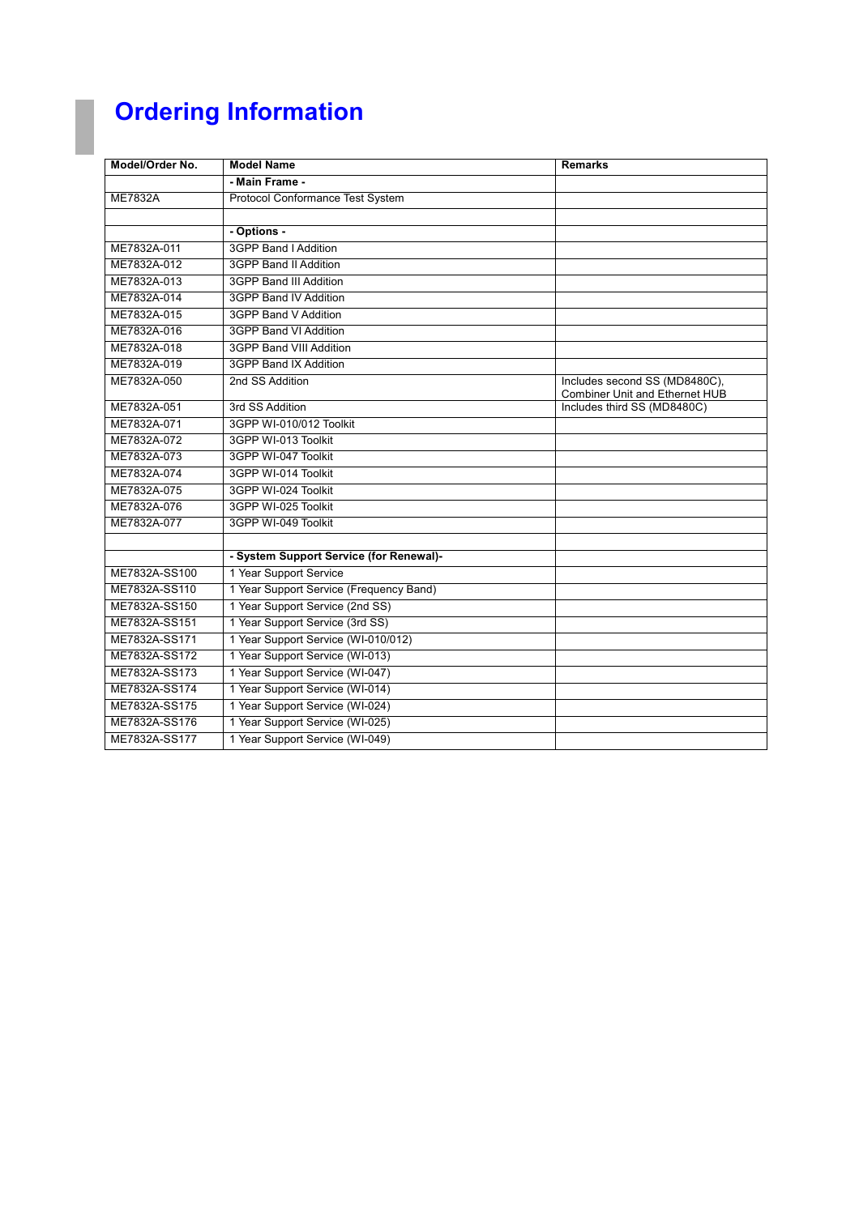# Ordering Information

| Model/Order No. | Model Name | Remarks |
|---|---|---|
| | **- Main Frame -** | |
| ME7832A | Protocol Conformance Test System | |
| | | |
| | **- Options -** | |
| ME7832A-011 | 3GPP Band I Addition | |
| ME7832A-012 | 3GPP Band II Addition | |
| ME7832A-013 | 3GPP Band III Addition | |
| ME7832A-014 | 3GPP Band IV Addition | |
| ME7832A-015 | 3GPP Band V Addition | |
| ME7832A-016 | 3GPP Band VI Addition | |
| ME7832A-018 | 3GPP Band VIII Addition | |
| ME7832A-019 | 3GPP Band IX Addition | |
| ME7832A-050 | 2nd SS Addition | Includes second SS (MD8480C), Combiner Unit and Ethernet HUB |
| ME7832A-051 | 3rd SS Addition | Includes third SS (MD8480C) |
| ME7832A-071 | 3GPP WI-010/012 Toolkit | |
| ME7832A-072 | 3GPP WI-013 Toolkit | |
| ME7832A-073 | 3GPP WI-047 Toolkit | |
| ME7832A-074 | 3GPP WI-014 Toolkit | |
| ME7832A-075 | 3GPP WI-024 Toolkit | |
| ME7832A-076 | 3GPP WI-025 Toolkit | |
| ME7832A-077 | 3GPP WI-049 Toolkit | |
| | | |
| | **- System Support Service (for Renewal)-** | |
| ME7832A-SS100 | 1 Year Support Service | |
| ME7832A-SS110 | 1 Year Support Service (Frequency Band) | |
| ME7832A-SS150 | 1 Year Support Service (2nd SS) | |
| ME7832A-SS151 | 1 Year Support Service (3rd SS) | |
| ME7832A-SS171 | 1 Year Support Service (WI-010/012) | |
| ME7832A-SS172 | 1 Year Support Service (WI-013) | |
| ME7832A-SS173 | 1 Year Support Service (WI-047) | |
| ME7832A-SS174 | 1 Year Support Service (WI-014) | |
| ME7832A-SS175 | 1 Year Support Service (WI-024) | |
| ME7832A-SS176 | 1 Year Support Service (WI-025) | |
| ME7832A-SS177 | 1 Year Support Service (WI-049) | |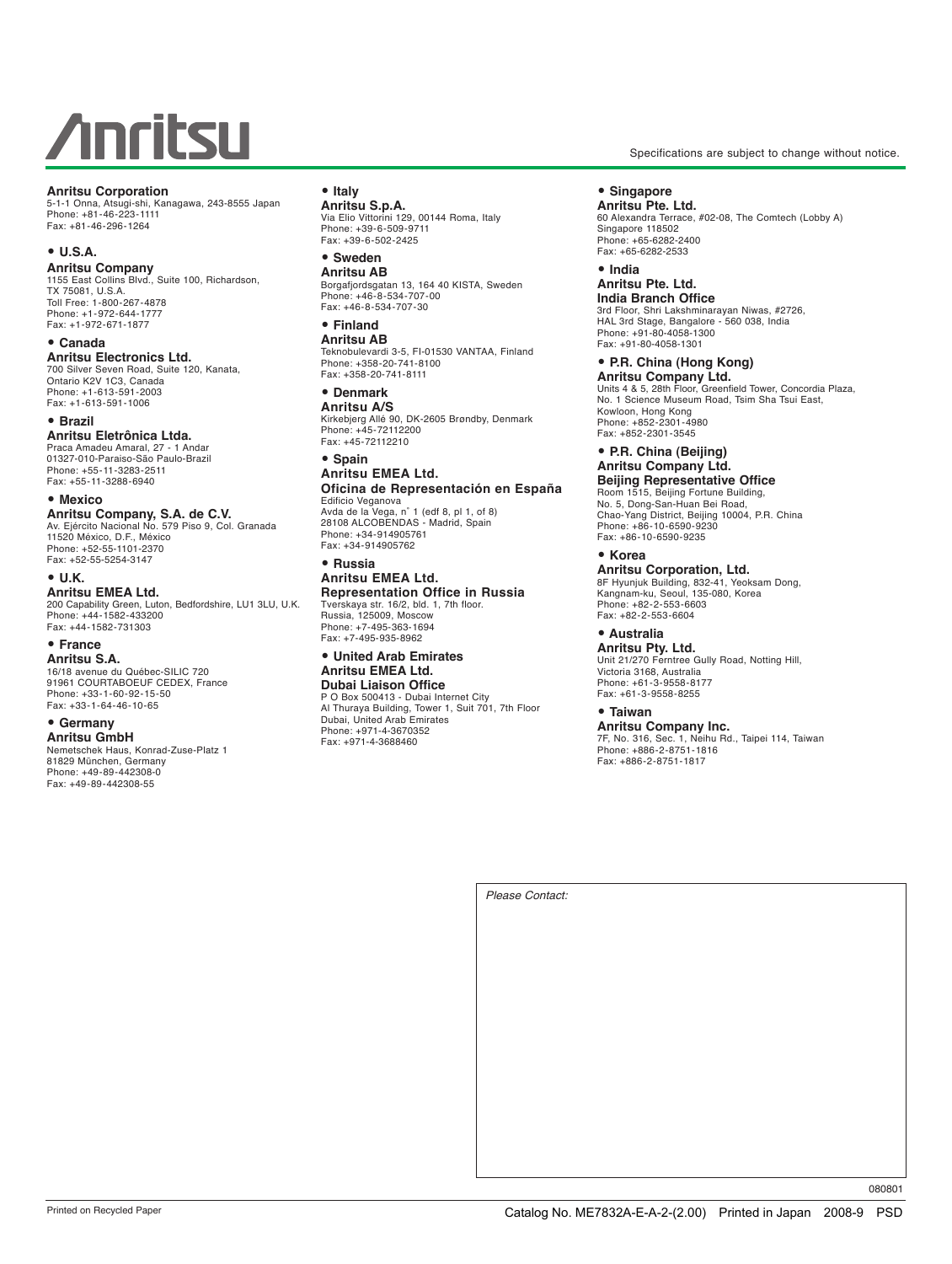# Anritsu

Specifications are subject to change without notice.

**Anritsu Corporation**
5-1-1 Onna, Atsugi-shi, Kanagawa, 243-8555 Japan
Phone: +81-46-223-1111
Fax: +81-46-296-1264

**• U.S.A.**
**Anritsu Company**
1155 East Collins Blvd., Suite 100, Richardson, TX 75081, U.S.A.
Toll Free: 1-800-267-4878
Phone: +1-972-644-1777
Fax: +1-972-671-1877

**• Canada**
**Anritsu Electronics Ltd.**
700 Silver Seven Road, Suite 120, Kanata, Ontario K2V 1C3, Canada
Phone: +1-613-591-2003
Fax: +1-613-591-1006

**• Brazil**
**Anritsu Eletrônica Ltda.**
Praca Amadeu Amaral, 27 - 1 Andar
01327-010-Paraiso-São Paulo-Brazil
Phone: +55-11-3283-2511
Fax: +55-11-3288-6940

**• Mexico**
**Anritsu Company, S.A. de C.V.**
Av. Ejército Nacional No. 579 Piso 9, Col. Granada
11520 México, D.F., México
Phone: +52-55-1101-2370
Fax: +52-55-5254-3147

**• U.K.**
**Anritsu EMEA Ltd.**
200 Capability Green, Luton, Bedfordshire, LU1 3LU, U.K.
Phone: +44-1582-433200
Fax: +44-1582-731303

**• France**
**Anritsu S.A.**
16/18 avenue du Québec-SILIC 720
91961 COURTABOEUF CEDEX, France
Phone: +33-1-60-92-15-50
Fax: +33-1-64-46-10-65

**• Germany**
**Anritsu GmbH**
Nemetschek Haus, Konrad-Zuse-Platz 1
81829 München, Germany
Phone: +49-89-442308-0
Fax: +49-89-442308-55

**• Italy**
**Anritsu S.p.A.**
Via Elio Vittorini 129, 00144 Roma, Italy
Phone: +39-6-509-9711
Fax: +39-6-502-2425

**• Sweden**
**Anritsu AB**
Borgafjordsgatan 13, 164 40 KISTA, Sweden
Phone: +46-8-534-707-00
Fax: +46-8-534-707-30

**• Finland**
**Anritsu AB**
Teknobulevardi 3-5, FI-01530 VANTAA, Finland
Phone: +358-20-741-8100
Fax: +358-20-741-8111

**• Denmark**
**Anritsu A/S**
Kirkebjerg Allé 90, DK-2605 Brøndby, Denmark
Phone: +45-72112200
Fax: +45-72112210

**• Spain**
**Anritsu EMEA Ltd.**
**Oficina de Representación en España**
Edificio Veganova
Avda de la Vega, n˚ 1 (edf 8, pl 1, of 8)
28108 ALCOBENDAS - Madrid, Spain
Phone: +34-914905761
Fax: +34-914905762

**• Russia**
**Anritsu EMEA Ltd.**
**Representation Office in Russia**
Tverskaya str. 16/2, bld. 1, 7th floor.
Russia, 125009, Moscow
Phone: +7-495-363-1694
Fax: +7-495-935-8962

**• United Arab Emirates**
**Anritsu EMEA Ltd.**
**Dubai Liaison Office**
P O Box 500413 - Dubai Internet City
Al Thuraya Building, Tower 1, Suit 701, 7th Floor
Dubai, United Arab Emirates
Phone: +971-4-3670352
Fax: +971-4-3688460

**• Singapore**
**Anritsu Pte. Ltd.**
60 Alexandra Terrace, #02-08, The Comtech (Lobby A)
Singapore 118502
Phone: +65-6282-2400
Fax: +65-6282-2533

**• India**
**Anritsu Pte. Ltd.**
**India Branch Office**
3rd Floor, Shri Lakshminarayan Niwas, #2726,
HAL 3rd Stage, Bangalore - 560 038, India
Phone: +91-80-4058-1300
Fax: +91-80-4058-1301

**• P.R. China (Hong Kong)**
**Anritsu Company Ltd.**
Units 4 & 5, 28th Floor, Greenfield Tower, Concordia Plaza,
No. 1 Science Museum Road, Tsim Sha Tsui East,
Kowloon, Hong Kong
Phone: +852-2301-4980
Fax: +852-2301-3545

**• P.R. China (Beijing)**
**Anritsu Company Ltd.**
**Beijing Representative Office**
Room 1515, Beijing Fortune Building,
No. 5, Dong-San-Huan Bei Road,
Chao-Yang District, Beijing 10004, P.R. China
Phone: +86-10-6590-9230
Fax: +86-10-6590-9235

**• Korea**
**Anritsu Corporation, Ltd.**
8F Hyunjuk Building, 832-41, Yeoksam Dong,
Kangnam-ku, Seoul, 135-080, Korea
Phone: +82-2-553-6603
Fax: +82-2-553-6604

**• Australia**
**Anritsu Pty. Ltd.**
Unit 21/270 Ferntree Gully Road, Notting Hill,
Victoria 3168, Australia
Phone: +61-3-9558-8177
Fax: +61-3-9558-8255

**• Taiwan**
**Anritsu Company Inc.**
7F, No. 316, Sec. 1, Neihu Rd., Taipei 114, Taiwan
Phone: +886-2-8751-1816
Fax: +886-2-8751-1817

*Please Contact:*

080801

Printed on Recycled Paper

Catalog No. ME7832A-E-A-2-(2.00) Printed in Japan 2008-9 PSD